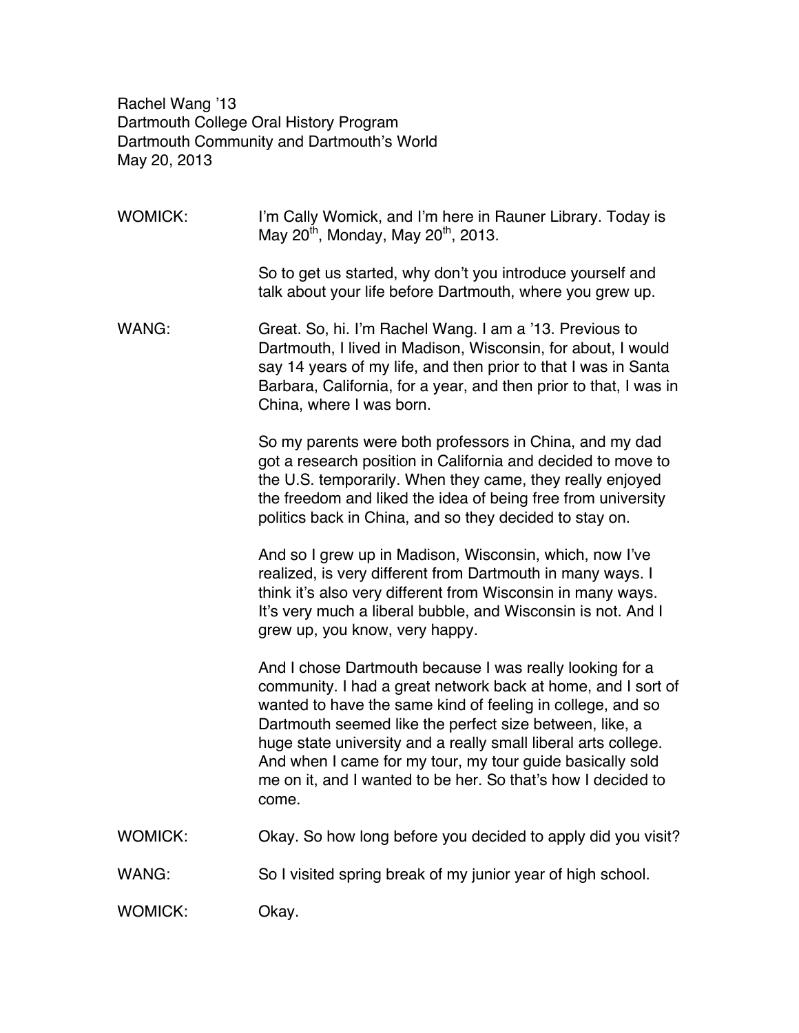Rachel Wang '13
Dartmouth College Oral History Program
Dartmouth Community and Dartmouth's World
May 20, 2013

WOMICK: I'm Cally Womick, and I'm here in Rauner Library. Today is May 20th, Monday, May 20th, 2013.

So to get us started, why don't you introduce yourself and talk about your life before Dartmouth, where you grew up.

WANG: Great. So, hi. I'm Rachel Wang. I am a '13. Previous to Dartmouth, I lived in Madison, Wisconsin, for about, I would say 14 years of my life, and then prior to that I was in Santa Barbara, California, for a year, and then prior to that, I was in China, where I was born.

So my parents were both professors in China, and my dad got a research position in California and decided to move to the U.S. temporarily. When they came, they really enjoyed the freedom and liked the idea of being free from university politics back in China, and so they decided to stay on.

And so I grew up in Madison, Wisconsin, which, now I've realized, is very different from Dartmouth in many ways. I think it's also very different from Wisconsin in many ways. It's very much a liberal bubble, and Wisconsin is not. And I grew up, you know, very happy.

And I chose Dartmouth because I was really looking for a community. I had a great network back at home, and I sort of wanted to have the same kind of feeling in college, and so Dartmouth seemed like the perfect size between, like, a huge state university and a really small liberal arts college. And when I came for my tour, my tour guide basically sold me on it, and I wanted to be her. So that's how I decided to come.

WOMICK: Okay. So how long before you decided to apply did you visit?

WANG: So I visited spring break of my junior year of high school.

WOMICK: Okay.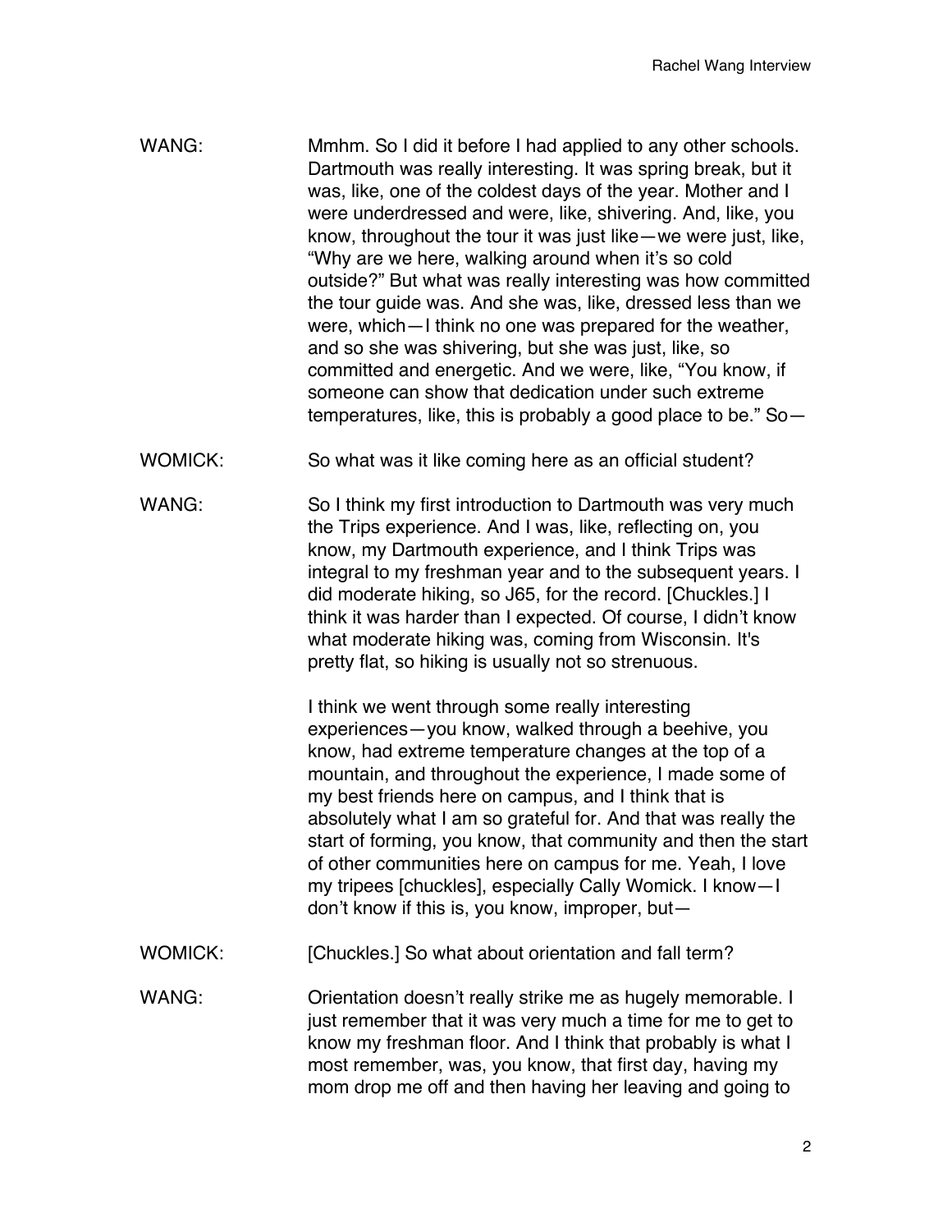WANG: Mmhm. So I did it before I had applied to any other schools. Dartmouth was really interesting. It was spring break, but it was, like, one of the coldest days of the year. Mother and I were underdressed and were, like, shivering. And, like, you know, throughout the tour it was just like—we were just, like, "Why are we here, walking around when it's so cold outside?" But what was really interesting was how committed the tour guide was. And she was, like, dressed less than we were, which—I think no one was prepared for the weather, and so she was shivering, but she was just, like, so committed and energetic. And we were, like, "You know, if someone can show that dedication under such extreme temperatures, like, this is probably a good place to be." So—

WOMICK: So what was it like coming here as an official student?

WANG: So I think my first introduction to Dartmouth was very much the Trips experience. And I was, like, reflecting on, you know, my Dartmouth experience, and I think Trips was integral to my freshman year and to the subsequent years. I did moderate hiking, so J65, for the record. [Chuckles.] I think it was harder than I expected. Of course, I didn't know what moderate hiking was, coming from Wisconsin. It's pretty flat, so hiking is usually not so strenuous.

I think we went through some really interesting experiences—you know, walked through a beehive, you know, had extreme temperature changes at the top of a mountain, and throughout the experience, I made some of my best friends here on campus, and I think that is absolutely what I am so grateful for. And that was really the start of forming, you know, that community and then the start of other communities here on campus for me. Yeah, I love my tripees [chuckles], especially Cally Womick. I know—I don't know if this is, you know, improper, but—

WOMICK: [Chuckles.] So what about orientation and fall term?

WANG: Orientation doesn't really strike me as hugely memorable. I just remember that it was very much a time for me to get to know my freshman floor. And I think that probably is what I most remember, was, you know, that first day, having my mom drop me off and then having her leaving and going to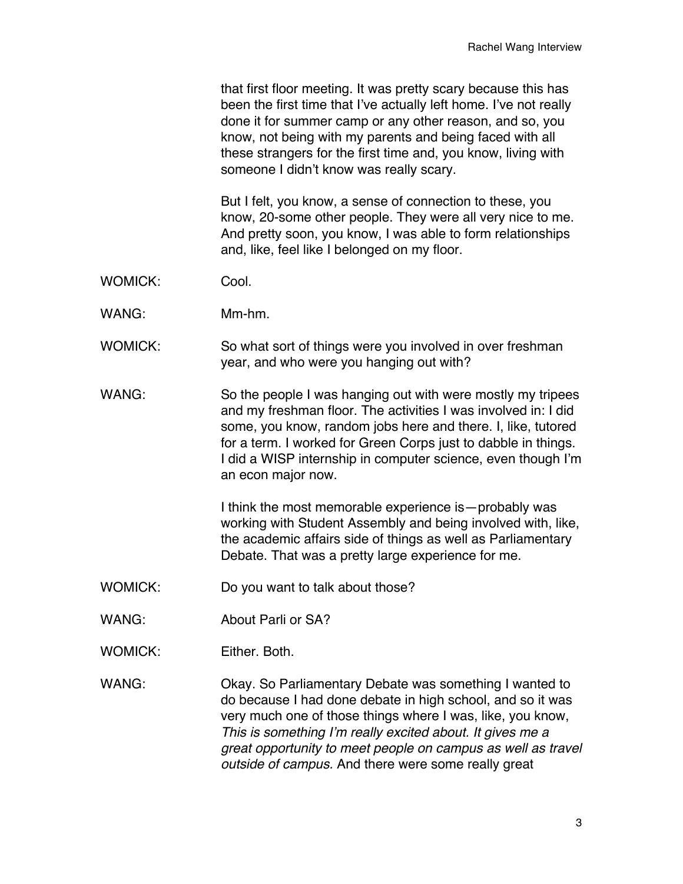that first floor meeting. It was pretty scary because this has been the first time that I've actually left home. I've not really done it for summer camp or any other reason, and so, you know, not being with my parents and being faced with all these strangers for the first time and, you know, living with someone I didn't know was really scary.

But I felt, you know, a sense of connection to these, you know, 20-some other people. They were all very nice to me. And pretty soon, you know, I was able to form relationships and, like, feel like I belonged on my floor.

WOMICK: Cool.

WANG: Mm-hm.

WOMICK: So what sort of things were you involved in over freshman year, and who were you hanging out with?

WANG: So the people I was hanging out with were mostly my tripees and my freshman floor. The activities I was involved in: I did some, you know, random jobs here and there. I, like, tutored for a term. I worked for Green Corps just to dabble in things. I did a WISP internship in computer science, even though I'm an econ major now.

I think the most memorable experience is—probably was working with Student Assembly and being involved with, like, the academic affairs side of things as well as Parliamentary Debate. That was a pretty large experience for me.

WOMICK: Do you want to talk about those?

WANG: About Parli or SA?

WOMICK: Either. Both.

WANG: Okay. So Parliamentary Debate was something I wanted to do because I had done debate in high school, and so it was very much one of those things where I was, like, you know, *This is something I'm really excited about. It gives me a great opportunity to meet people on campus as well as travel outside of campus.* And there were some really great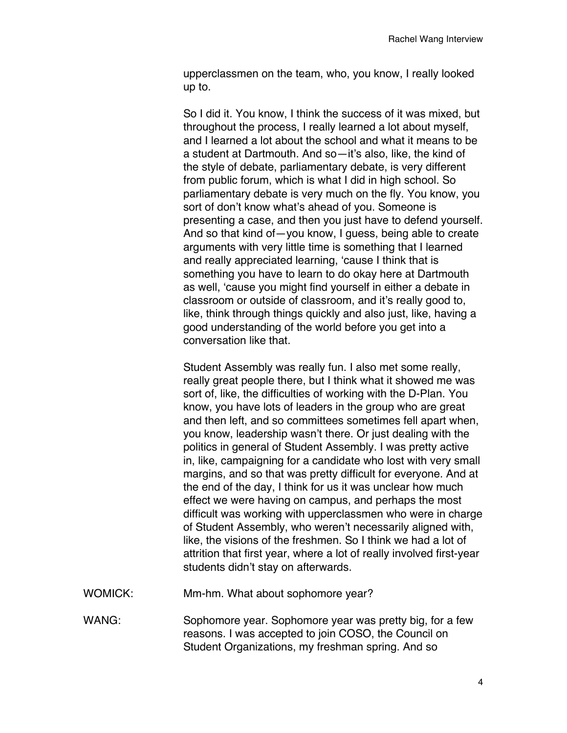upperclassmen on the team, who, you know, I really looked up to.

So I did it. You know, I think the success of it was mixed, but throughout the process, I really learned a lot about myself, and I learned a lot about the school and what it means to be a student at Dartmouth. And so—it's also, like, the kind of the style of debate, parliamentary debate, is very different from public forum, which is what I did in high school. So parliamentary debate is very much on the fly. You know, you sort of don't know what's ahead of you. Someone is presenting a case, and then you just have to defend yourself. And so that kind of—you know, I guess, being able to create arguments with very little time is something that I learned and really appreciated learning, 'cause I think that is something you have to learn to do okay here at Dartmouth as well, 'cause you might find yourself in either a debate in classroom or outside of classroom, and it's really good to, like, think through things quickly and also just, like, having a good understanding of the world before you get into a conversation like that.

Student Assembly was really fun. I also met some really, really great people there, but I think what it showed me was sort of, like, the difficulties of working with the D-Plan. You know, you have lots of leaders in the group who are great and then left, and so committees sometimes fell apart when, you know, leadership wasn't there. Or just dealing with the politics in general of Student Assembly. I was pretty active in, like, campaigning for a candidate who lost with very small margins, and so that was pretty difficult for everyone. And at the end of the day, I think for us it was unclear how much effect we were having on campus, and perhaps the most difficult was working with upperclassmen who were in charge of Student Assembly, who weren't necessarily aligned with, like, the visions of the freshmen. So I think we had a lot of attrition that first year, where a lot of really involved first-year students didn't stay on afterwards.

WOMICK: Mm-hm. What about sophomore year?

WANG: Sophomore year. Sophomore year was pretty big, for a few reasons. I was accepted to join COSO, the Council on Student Organizations, my freshman spring. And so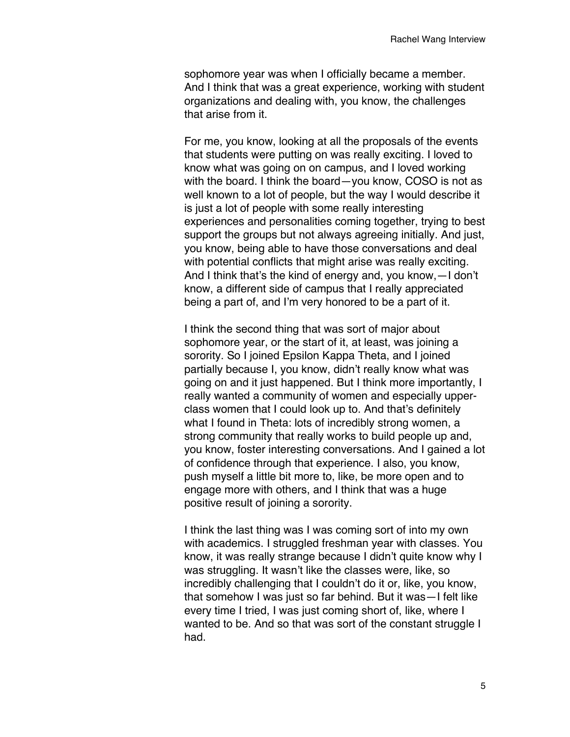sophomore year was when I officially became a member. And I think that was a great experience, working with student organizations and dealing with, you know, the challenges that arise from it.

For me, you know, looking at all the proposals of the events that students were putting on was really exciting. I loved to know what was going on on campus, and I loved working with the board. I think the board—you know, COSO is not as well known to a lot of people, but the way I would describe it is just a lot of people with some really interesting experiences and personalities coming together, trying to best support the groups but not always agreeing initially. And just, you know, being able to have those conversations and deal with potential conflicts that might arise was really exciting. And I think that's the kind of energy and, you know,—I don't know, a different side of campus that I really appreciated being a part of, and I'm very honored to be a part of it.

I think the second thing that was sort of major about sophomore year, or the start of it, at least, was joining a sorority. So I joined Epsilon Kappa Theta, and I joined partially because I, you know, didn't really know what was going on and it just happened. But I think more importantly, I really wanted a community of women and especially upper-class women that I could look up to. And that's definitely what I found in Theta: lots of incredibly strong women, a strong community that really works to build people up and, you know, foster interesting conversations. And I gained a lot of confidence through that experience. I also, you know, push myself a little bit more to, like, be more open and to engage more with others, and I think that was a huge positive result of joining a sorority.

I think the last thing was I was coming sort of into my own with academics. I struggled freshman year with classes. You know, it was really strange because I didn't quite know why I was struggling. It wasn't like the classes were, like, so incredibly challenging that I couldn't do it or, like, you know, that somehow I was just so far behind. But it was—I felt like every time I tried, I was just coming short of, like, where I wanted to be. And so that was sort of the constant struggle I had.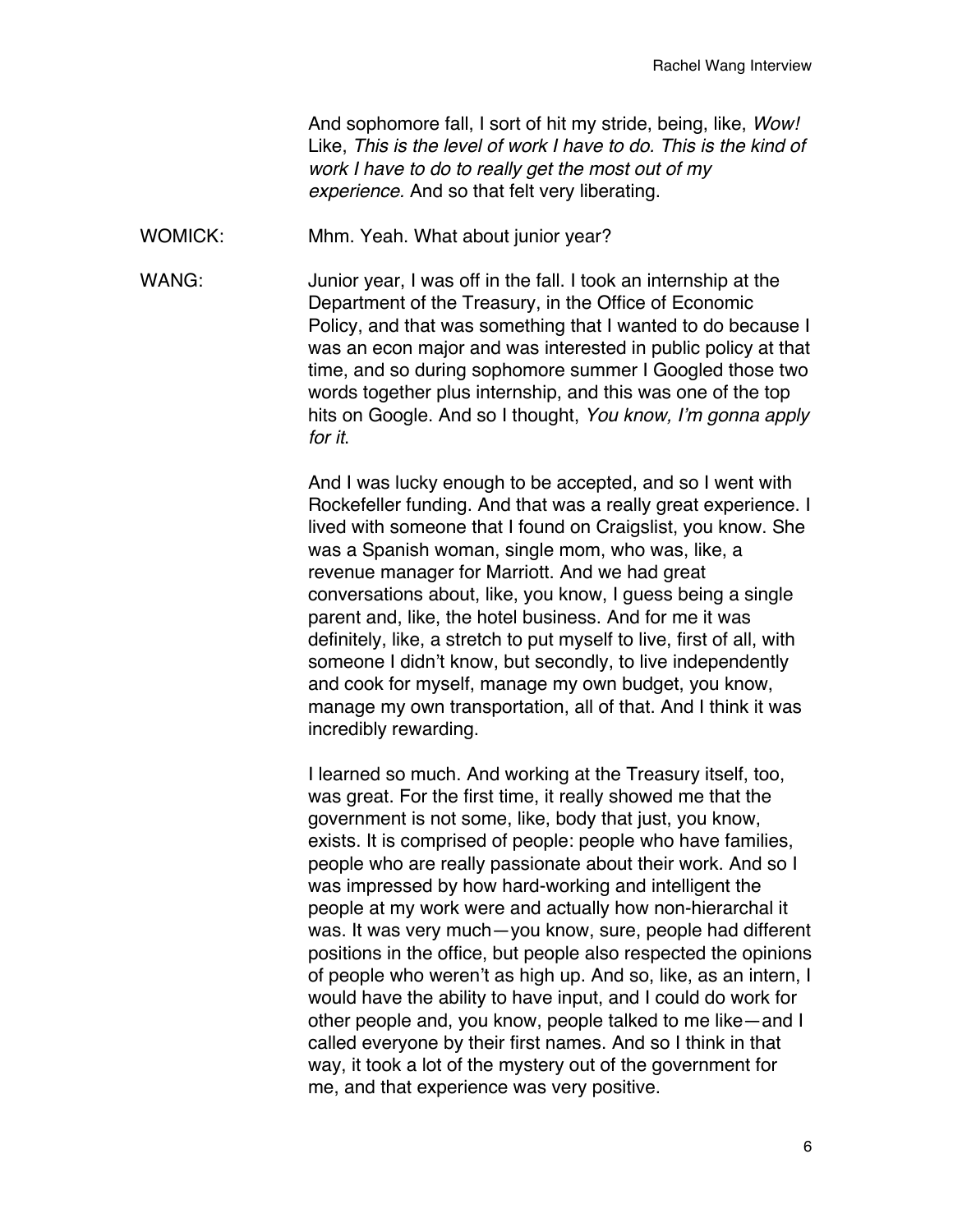And sophomore fall, I sort of hit my stride, being, like, *Wow!* Like, *This is the level of work I have to do. This is the kind of work I have to do to really get the most out of my experience.* And so that felt very liberating.

WOMICK: Mhm. Yeah. What about junior year?

WANG: Junior year, I was off in the fall. I took an internship at the Department of the Treasury, in the Office of Economic Policy, and that was something that I wanted to do because I was an econ major and was interested in public policy at that time, and so during sophomore summer I Googled those two words together plus internship, and this was one of the top hits on Google. And so I thought, *You know, I'm gonna apply for it*.

And I was lucky enough to be accepted, and so I went with Rockefeller funding. And that was a really great experience. I lived with someone that I found on Craigslist, you know. She was a Spanish woman, single mom, who was, like, a revenue manager for Marriott. And we had great conversations about, like, you know, I guess being a single parent and, like, the hotel business. And for me it was definitely, like, a stretch to put myself to live, first of all, with someone I didn't know, but secondly, to live independently and cook for myself, manage my own budget, you know, manage my own transportation, all of that. And I think it was incredibly rewarding.

I learned so much. And working at the Treasury itself, too, was great. For the first time, it really showed me that the government is not some, like, body that just, you know, exists. It is comprised of people: people who have families, people who are really passionate about their work. And so I was impressed by how hard-working and intelligent the people at my work were and actually how non-hierarchal it was. It was very much—you know, sure, people had different positions in the office, but people also respected the opinions of people who weren't as high up. And so, like, as an intern, I would have the ability to have input, and I could do work for other people and, you know, people talked to me like—and I called everyone by their first names. And so I think in that way, it took a lot of the mystery out of the government for me, and that experience was very positive.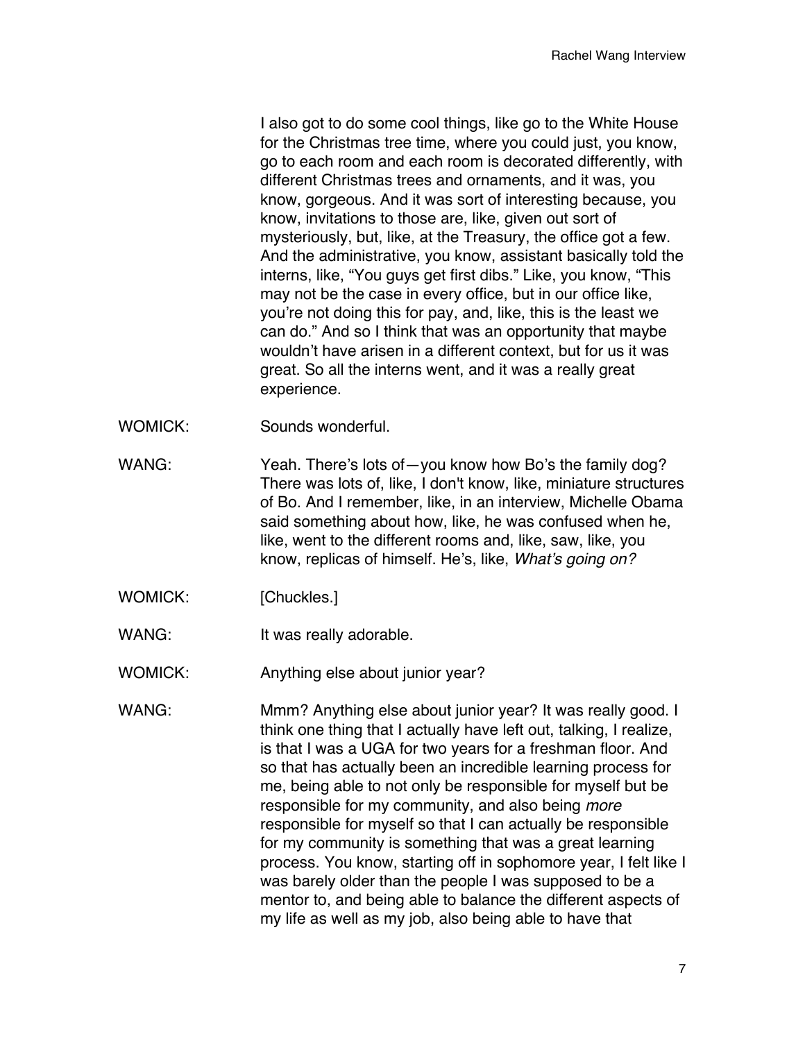I also got to do some cool things, like go to the White House for the Christmas tree time, where you could just, you know, go to each room and each room is decorated differently, with different Christmas trees and ornaments, and it was, you know, gorgeous. And it was sort of interesting because, you know, invitations to those are, like, given out sort of mysteriously, but, like, at the Treasury, the office got a few. And the administrative, you know, assistant basically told the interns, like, "You guys get first dibs." Like, you know, "This may not be the case in every office, but in our office like, you're not doing this for pay, and, like, this is the least we can do." And so I think that was an opportunity that maybe wouldn't have arisen in a different context, but for us it was great. So all the interns went, and it was a really great experience.

WOMICK: Sounds wonderful.

WANG: Yeah. There's lots of—you know how Bo's the family dog? There was lots of, like, I don't know, like, miniature structures of Bo. And I remember, like, in an interview, Michelle Obama said something about how, like, he was confused when he, like, went to the different rooms and, like, saw, like, you know, replicas of himself. He's, like, *What's going on?*

WOMICK: [Chuckles.]

WANG: It was really adorable.

WOMICK: Anything else about junior year?

WANG: Mmm? Anything else about junior year? It was really good. I think one thing that I actually have left out, talking, I realize, is that I was a UGA for two years for a freshman floor. And so that has actually been an incredible learning process for me, being able to not only be responsible for myself but be responsible for my community, and also being *more* responsible for myself so that I can actually be responsible for my community is something that was a great learning process. You know, starting off in sophomore year, I felt like I was barely older than the people I was supposed to be a mentor to, and being able to balance the different aspects of my life as well as my job, also being able to have that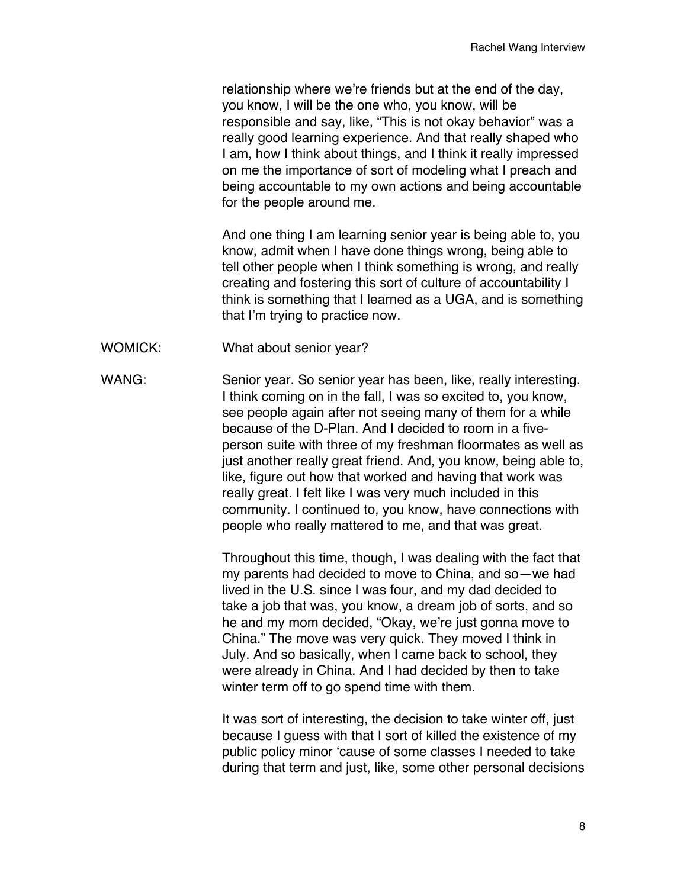relationship where we're friends but at the end of the day, you know, I will be the one who, you know, will be responsible and say, like, "This is not okay behavior" was a really good learning experience. And that really shaped who I am, how I think about things, and I think it really impressed on me the importance of sort of modeling what I preach and being accountable to my own actions and being accountable for the people around me.

And one thing I am learning senior year is being able to, you know, admit when I have done things wrong, being able to tell other people when I think something is wrong, and really creating and fostering this sort of culture of accountability I think is something that I learned as a UGA, and is something that I'm trying to practice now.

WOMICK: What about senior year?

WANG: Senior year. So senior year has been, like, really interesting. I think coming on in the fall, I was so excited to, you know, see people again after not seeing many of them for a while because of the D-Plan. And I decided to room in a five-person suite with three of my freshman floormates as well as just another really great friend. And, you know, being able to, like, figure out how that worked and having that work was really great. I felt like I was very much included in this community. I continued to, you know, have connections with people who really mattered to me, and that was great.

Throughout this time, though, I was dealing with the fact that my parents had decided to move to China, and so—we had lived in the U.S. since I was four, and my dad decided to take a job that was, you know, a dream job of sorts, and so he and my mom decided, "Okay, we're just gonna move to China." The move was very quick. They moved I think in July. And so basically, when I came back to school, they were already in China. And I had decided by then to take winter term off to go spend time with them.

It was sort of interesting, the decision to take winter off, just because I guess with that I sort of killed the existence of my public policy minor 'cause of some classes I needed to take during that term and just, like, some other personal decisions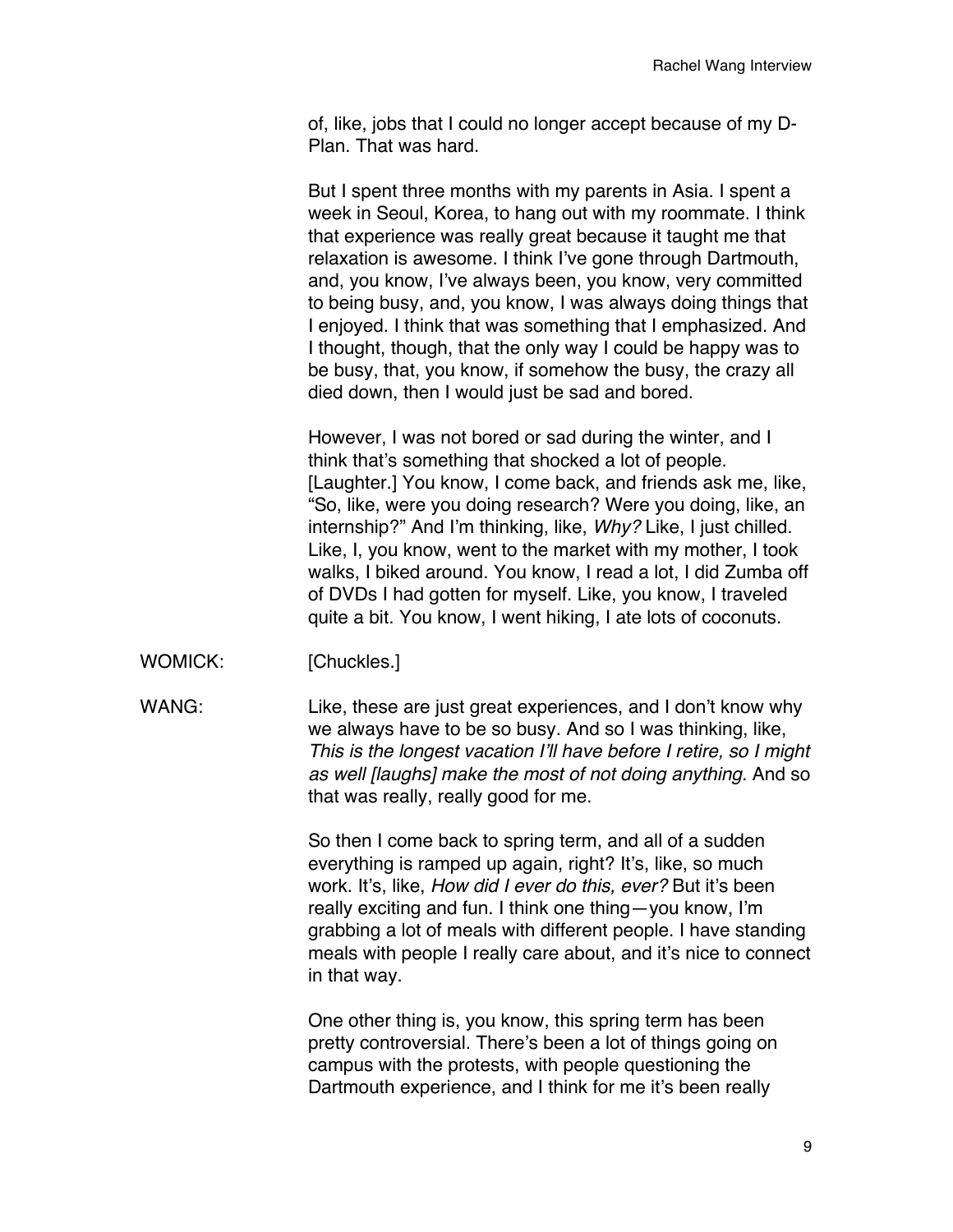of, like, jobs that I could no longer accept because of my D-Plan. That was hard.

But I spent three months with my parents in Asia. I spent a week in Seoul, Korea, to hang out with my roommate. I think that experience was really great because it taught me that relaxation is awesome. I think I've gone through Dartmouth, and, you know, I've always been, you know, very committed to being busy, and, you know, I was always doing things that I enjoyed. I think that was something that I emphasized. And I thought, though, that the only way I could be happy was to be busy, that, you know, if somehow the busy, the crazy all died down, then I would just be sad and bored.

However, I was not bored or sad during the winter, and I think that's something that shocked a lot of people. [Laughter.] You know, I come back, and friends ask me, like, "So, like, were you doing research? Were you doing, like, an internship?" And I'm thinking, like, *Why?* Like, I just chilled. Like, I, you know, went to the market with my mother, I took walks, I biked around. You know, I read a lot, I did Zumba off of DVDs I had gotten for myself. Like, you know, I traveled quite a bit. You know, I went hiking, I ate lots of coconuts.

WOMICK: [Chuckles.]

WANG: Like, these are just great experiences, and I don't know why we always have to be so busy. And so I was thinking, like, *This is the longest vacation I'll have before I retire, so I might as well [laughs] make the most of not doing anything.* And so that was really, really good for me.

So then I come back to spring term, and all of a sudden everything is ramped up again, right? It's, like, so much work. It's, like, *How did I ever do this, ever?* But it's been really exciting and fun. I think one thing—you know, I'm grabbing a lot of meals with different people. I have standing meals with people I really care about, and it's nice to connect in that way.

One other thing is, you know, this spring term has been pretty controversial. There's been a lot of things going on campus with the protests, with people questioning the Dartmouth experience, and I think for me it's been really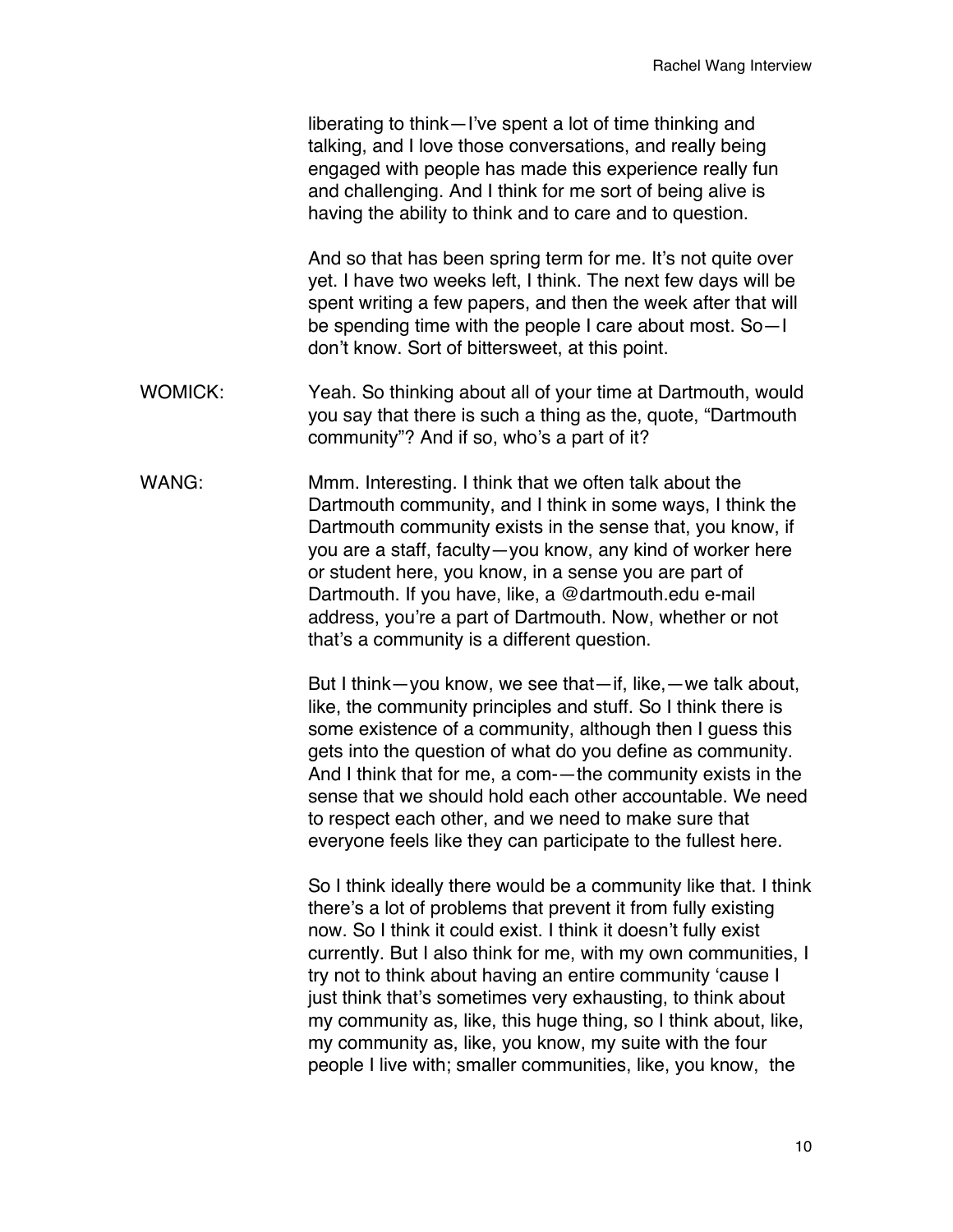liberating to think—I've spent a lot of time thinking and talking, and I love those conversations, and really being engaged with people has made this experience really fun and challenging. And I think for me sort of being alive is having the ability to think and to care and to question.

And so that has been spring term for me. It's not quite over yet. I have two weeks left, I think. The next few days will be spent writing a few papers, and then the week after that will be spending time with the people I care about most. So—I don't know. Sort of bittersweet, at this point.

WOMICK: Yeah. So thinking about all of your time at Dartmouth, would you say that there is such a thing as the, quote, "Dartmouth community"? And if so, who's a part of it?

WANG: Mmm. Interesting. I think that we often talk about the Dartmouth community, and I think in some ways, I think the Dartmouth community exists in the sense that, you know, if you are a staff, faculty—you know, any kind of worker here or student here, you know, in a sense you are part of Dartmouth. If you have, like, a @dartmouth.edu e-mail address, you're a part of Dartmouth. Now, whether or not that's a community is a different question.

But I think—you know, we see that—if, like,—we talk about, like, the community principles and stuff. So I think there is some existence of a community, although then I guess this gets into the question of what do you define as community. And I think that for me, a com-—the community exists in the sense that we should hold each other accountable. We need to respect each other, and we need to make sure that everyone feels like they can participate to the fullest here.

So I think ideally there would be a community like that. I think there's a lot of problems that prevent it from fully existing now. So I think it could exist. I think it doesn't fully exist currently. But I also think for me, with my own communities, I try not to think about having an entire community 'cause I just think that's sometimes very exhausting, to think about my community as, like, this huge thing, so I think about, like, my community as, like, you know, my suite with the four people I live with; smaller communities, like, you know, the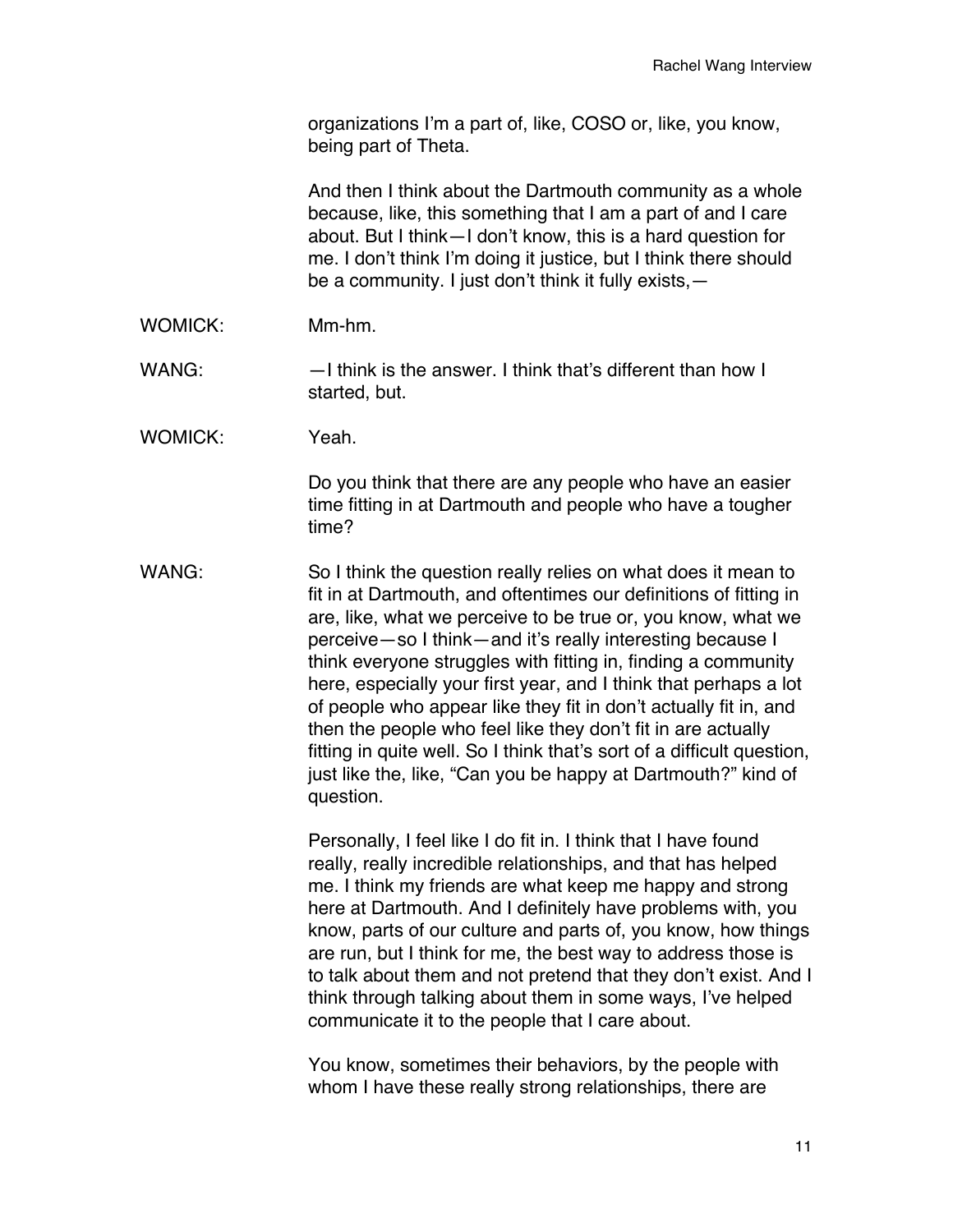organizations I'm a part of, like, COSO or, like, you know, being part of Theta.

And then I think about the Dartmouth community as a whole because, like, this something that I am a part of and I care about. But I think—I don't know, this is a hard question for me. I don't think I'm doing it justice, but I think there should be a community. I just don't think it fully exists,—

WOMICK: Mm-hm.

WANG: —I think is the answer. I think that's different than how I started, but.

WOMICK: Yeah.

Do you think that there are any people who have an easier time fitting in at Dartmouth and people who have a tougher time?

WANG: So I think the question really relies on what does it mean to fit in at Dartmouth, and oftentimes our definitions of fitting in are, like, what we perceive to be true or, you know, what we perceive—so I think—and it's really interesting because I think everyone struggles with fitting in, finding a community here, especially your first year, and I think that perhaps a lot of people who appear like they fit in don't actually fit in, and then the people who feel like they don't fit in are actually fitting in quite well. So I think that's sort of a difficult question, just like the, like, "Can you be happy at Dartmouth?" kind of question.

Personally, I feel like I do fit in. I think that I have found really, really incredible relationships, and that has helped me. I think my friends are what keep me happy and strong here at Dartmouth. And I definitely have problems with, you know, parts of our culture and parts of, you know, how things are run, but I think for me, the best way to address those is to talk about them and not pretend that they don't exist. And I think through talking about them in some ways, I've helped communicate it to the people that I care about.

You know, sometimes their behaviors, by the people with whom I have these really strong relationships, there are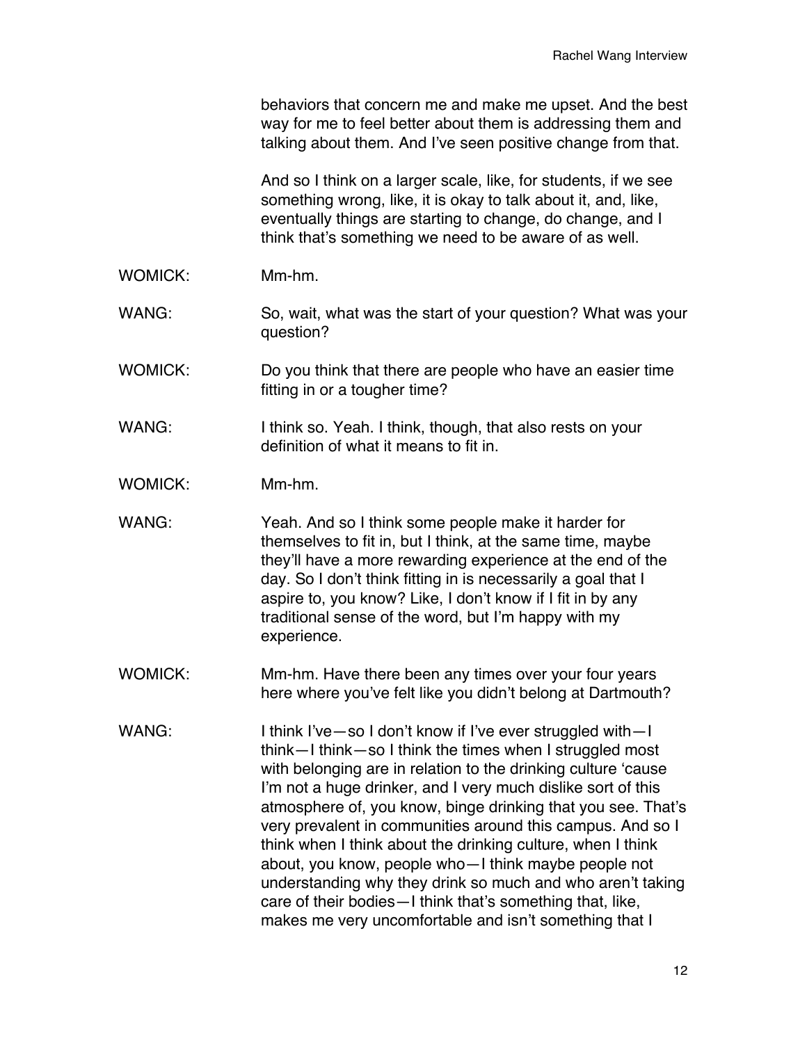behaviors that concern me and make me upset. And the best way for me to feel better about them is addressing them and talking about them. And I've seen positive change from that.

And so I think on a larger scale, like, for students, if we see something wrong, like, it is okay to talk about it, and, like, eventually things are starting to change, do change, and I think that's something we need to be aware of as well.

WOMICK: Mm-hm.

WANG: So, wait, what was the start of your question? What was your question?

WOMICK: Do you think that there are people who have an easier time fitting in or a tougher time?

WANG: I think so. Yeah. I think, though, that also rests on your definition of what it means to fit in.

WOMICK: Mm-hm.

WANG: Yeah. And so I think some people make it harder for themselves to fit in, but I think, at the same time, maybe they'll have a more rewarding experience at the end of the day. So I don't think fitting in is necessarily a goal that I aspire to, you know? Like, I don't know if I fit in by any traditional sense of the word, but I'm happy with my experience.

WOMICK: Mm-hm. Have there been any times over your four years here where you've felt like you didn't belong at Dartmouth?

WANG: I think I've—so I don't know if I've ever struggled with—I think—I think—so I think the times when I struggled most with belonging are in relation to the drinking culture 'cause I'm not a huge drinker, and I very much dislike sort of this atmosphere of, you know, binge drinking that you see. That's very prevalent in communities around this campus. And so I think when I think about the drinking culture, when I think about, you know, people who—I think maybe people not understanding why they drink so much and who aren't taking care of their bodies—I think that's something that, like, makes me very uncomfortable and isn't something that I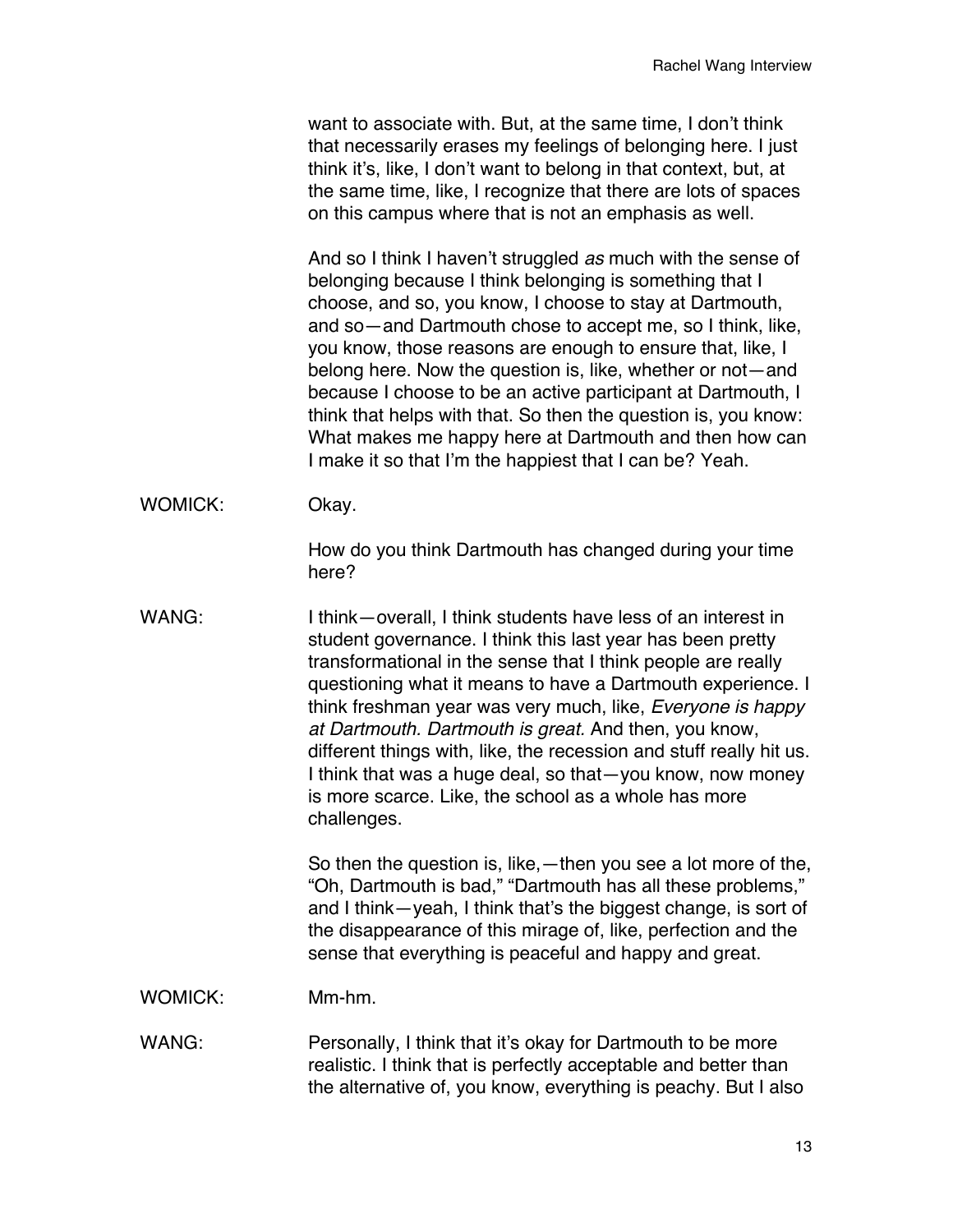want to associate with. But, at the same time, I don't think that necessarily erases my feelings of belonging here. I just think it's, like, I don't want to belong in that context, but, at the same time, like, I recognize that there are lots of spaces on this campus where that is not an emphasis as well.

And so I think I haven't struggled *as* much with the sense of belonging because I think belonging is something that I choose, and so, you know, I choose to stay at Dartmouth, and so—and Dartmouth chose to accept me, so I think, like, you know, those reasons are enough to ensure that, like, I belong here. Now the question is, like, whether or not—and because I choose to be an active participant at Dartmouth, I think that helps with that. So then the question is, you know: What makes me happy here at Dartmouth and then how can I make it so that I'm the happiest that I can be? Yeah.

WOMICK: Okay.

How do you think Dartmouth has changed during your time here?

WANG: I think—overall, I think students have less of an interest in student governance. I think this last year has been pretty transformational in the sense that I think people are really questioning what it means to have a Dartmouth experience. I think freshman year was very much, like, *Everyone is happy at Dartmouth. Dartmouth is great.* And then, you know, different things with, like, the recession and stuff really hit us. I think that was a huge deal, so that—you know, now money is more scarce. Like, the school as a whole has more challenges.

So then the question is, like,—then you see a lot more of the, "Oh, Dartmouth is bad," "Dartmouth has all these problems," and I think—yeah, I think that's the biggest change, is sort of the disappearance of this mirage of, like, perfection and the sense that everything is peaceful and happy and great.

WOMICK: Mm-hm.

WANG: Personally, I think that it's okay for Dartmouth to be more realistic. I think that is perfectly acceptable and better than the alternative of, you know, everything is peachy. But I also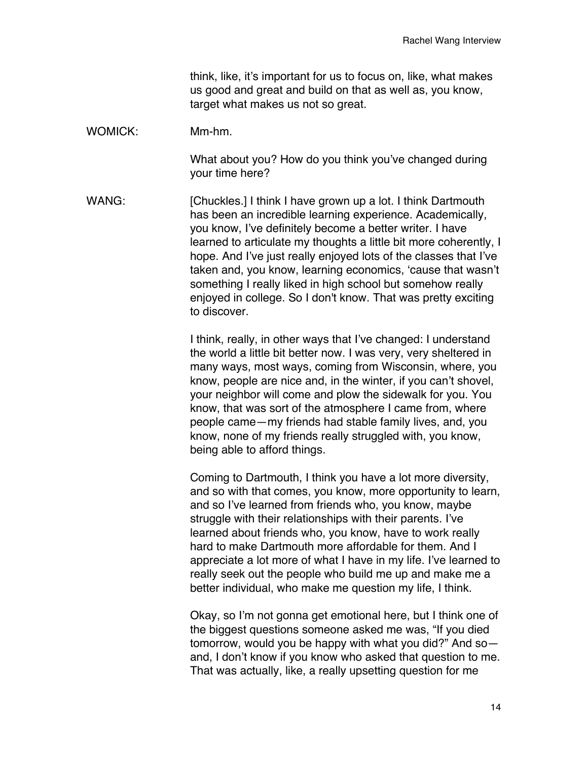think, like, it's important for us to focus on, like, what makes us good and great and build on that as well as, you know, target what makes us not so great.

WOMICK: Mm-hm.

What about you? How do you think you've changed during your time here?

WANG: [Chuckles.] I think I have grown up a lot. I think Dartmouth has been an incredible learning experience. Academically, you know, I've definitely become a better writer. I have learned to articulate my thoughts a little bit more coherently, I hope. And I've just really enjoyed lots of the classes that I've taken and, you know, learning economics, 'cause that wasn't something I really liked in high school but somehow really enjoyed in college. So I don't know. That was pretty exciting to discover.

I think, really, in other ways that I've changed: I understand the world a little bit better now. I was very, very sheltered in many ways, most ways, coming from Wisconsin, where, you know, people are nice and, in the winter, if you can't shovel, your neighbor will come and plow the sidewalk for you. You know, that was sort of the atmosphere I came from, where people came—my friends had stable family lives, and, you know, none of my friends really struggled with, you know, being able to afford things.

Coming to Dartmouth, I think you have a lot more diversity, and so with that comes, you know, more opportunity to learn, and so I've learned from friends who, you know, maybe struggle with their relationships with their parents. I've learned about friends who, you know, have to work really hard to make Dartmouth more affordable for them. And I appreciate a lot more of what I have in my life. I've learned to really seek out the people who build me up and make me a better individual, who make me question my life, I think.

Okay, so I'm not gonna get emotional here, but I think one of the biggest questions someone asked me was, "If you died tomorrow, would you be happy with what you did?" And so—and, I don't know if you know who asked that question to me. That was actually, like, a really upsetting question for me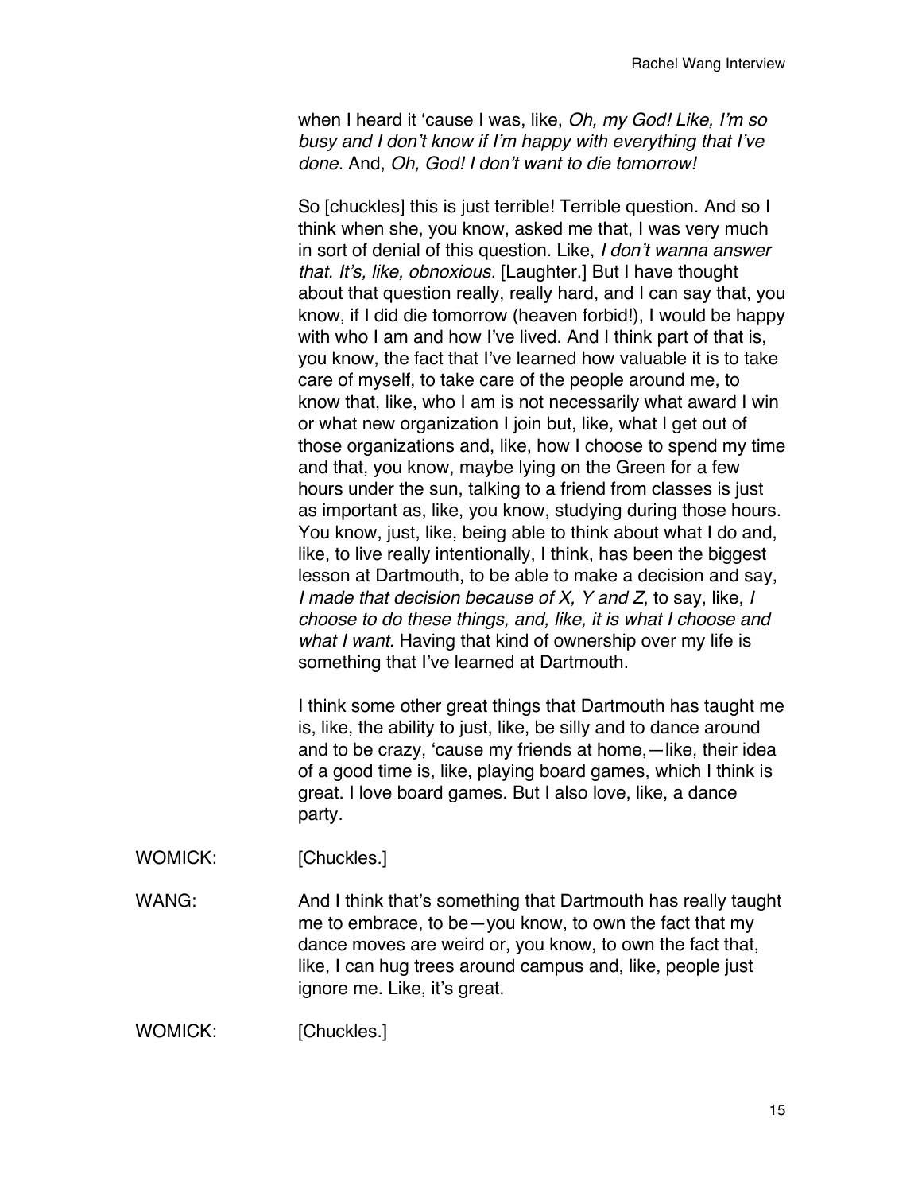when I heard it 'cause I was, like, *Oh, my God! Like, I'm so busy and I don't know if I'm happy with everything that I've done.* And, *Oh, God! I don't want to die tomorrow!*

So [chuckles] this is just terrible! Terrible question. And so I think when she, you know, asked me that, I was very much in sort of denial of this question. Like, *I don't wanna answer that. It's, like, obnoxious.* [Laughter.] But I have thought about that question really, really hard, and I can say that, you know, if I did die tomorrow (heaven forbid!), I would be happy with who I am and how I've lived. And I think part of that is, you know, the fact that I've learned how valuable it is to take care of myself, to take care of the people around me, to know that, like, who I am is not necessarily what award I win or what new organization I join but, like, what I get out of those organizations and, like, how I choose to spend my time and that, you know, maybe lying on the Green for a few hours under the sun, talking to a friend from classes is just as important as, like, you know, studying during those hours. You know, just, like, being able to think about what I do and, like, to live really intentionally, I think, has been the biggest lesson at Dartmouth, to be able to make a decision and say, *I made that decision because of X, Y and Z*, to say, like, *I choose to do these things, and, like, it is what I choose and what I want.* Having that kind of ownership over my life is something that I've learned at Dartmouth.

I think some other great things that Dartmouth has taught me is, like, the ability to just, like, be silly and to dance around and to be crazy, 'cause my friends at home,—like, their idea of a good time is, like, playing board games, which I think is great. I love board games. But I also love, like, a dance party.

WOMICK: [Chuckles.]

WANG: And I think that's something that Dartmouth has really taught me to embrace, to be—you know, to own the fact that my dance moves are weird or, you know, to own the fact that, like, I can hug trees around campus and, like, people just ignore me. Like, it's great.

WOMICK: [Chuckles.]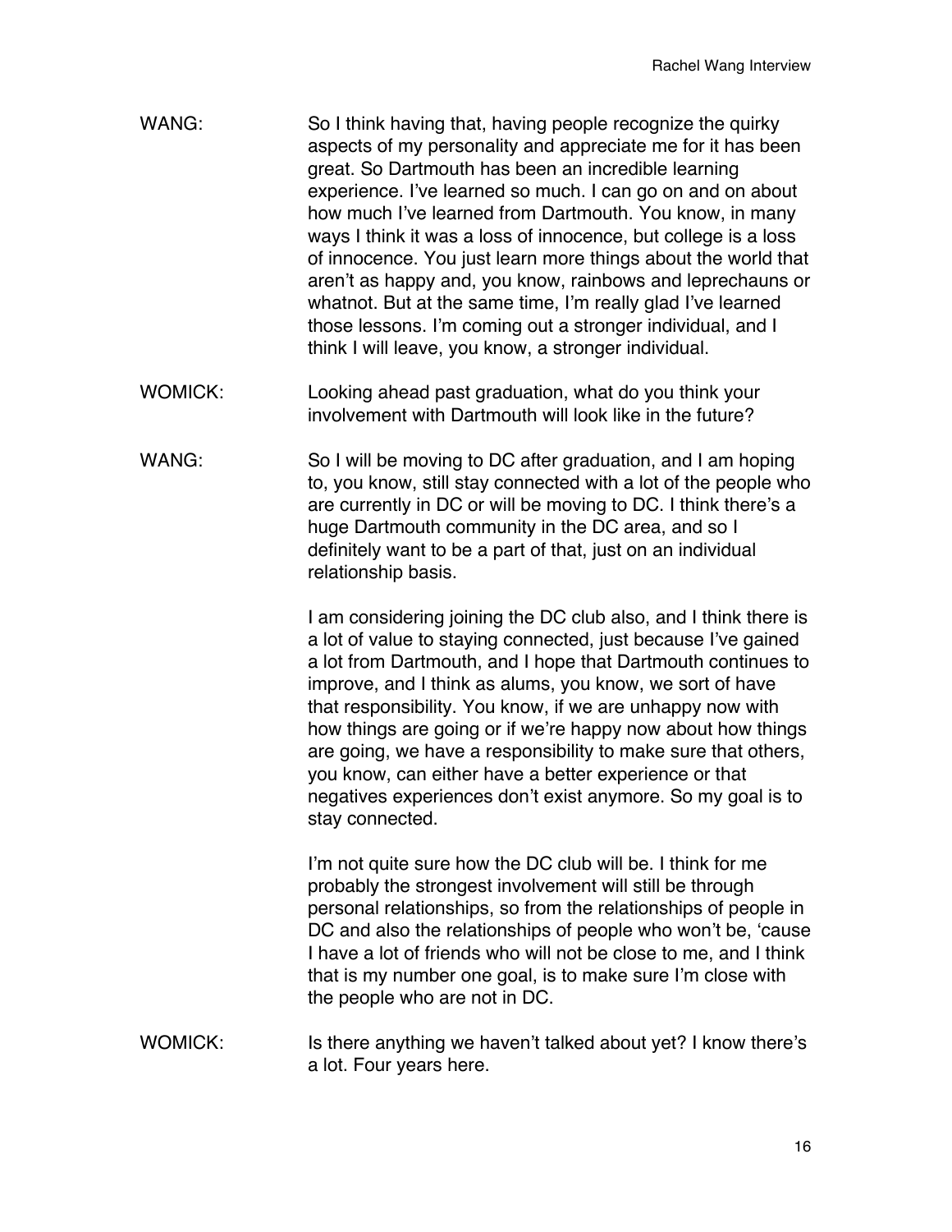WANG: So I think having that, having people recognize the quirky aspects of my personality and appreciate me for it has been great. So Dartmouth has been an incredible learning experience. I've learned so much. I can go on and on about how much I've learned from Dartmouth. You know, in many ways I think it was a loss of innocence, but college is a loss of innocence. You just learn more things about the world that aren't as happy and, you know, rainbows and leprechauns or whatnot. But at the same time, I'm really glad I've learned those lessons. I'm coming out a stronger individual, and I think I will leave, you know, a stronger individual.

WOMICK: Looking ahead past graduation, what do you think your involvement with Dartmouth will look like in the future?

WANG: So I will be moving to DC after graduation, and I am hoping to, you know, still stay connected with a lot of the people who are currently in DC or will be moving to DC. I think there's a huge Dartmouth community in the DC area, and so I definitely want to be a part of that, just on an individual relationship basis.

I am considering joining the DC club also, and I think there is a lot of value to staying connected, just because I've gained a lot from Dartmouth, and I hope that Dartmouth continues to improve, and I think as alums, you know, we sort of have that responsibility. You know, if we are unhappy now with how things are going or if we're happy now about how things are going, we have a responsibility to make sure that others, you know, can either have a better experience or that negatives experiences don't exist anymore. So my goal is to stay connected.

I'm not quite sure how the DC club will be. I think for me probably the strongest involvement will still be through personal relationships, so from the relationships of people in DC and also the relationships of people who won't be, 'cause I have a lot of friends who will not be close to me, and I think that is my number one goal, is to make sure I'm close with the people who are not in DC.

WOMICK: Is there anything we haven't talked about yet? I know there's a lot. Four years here.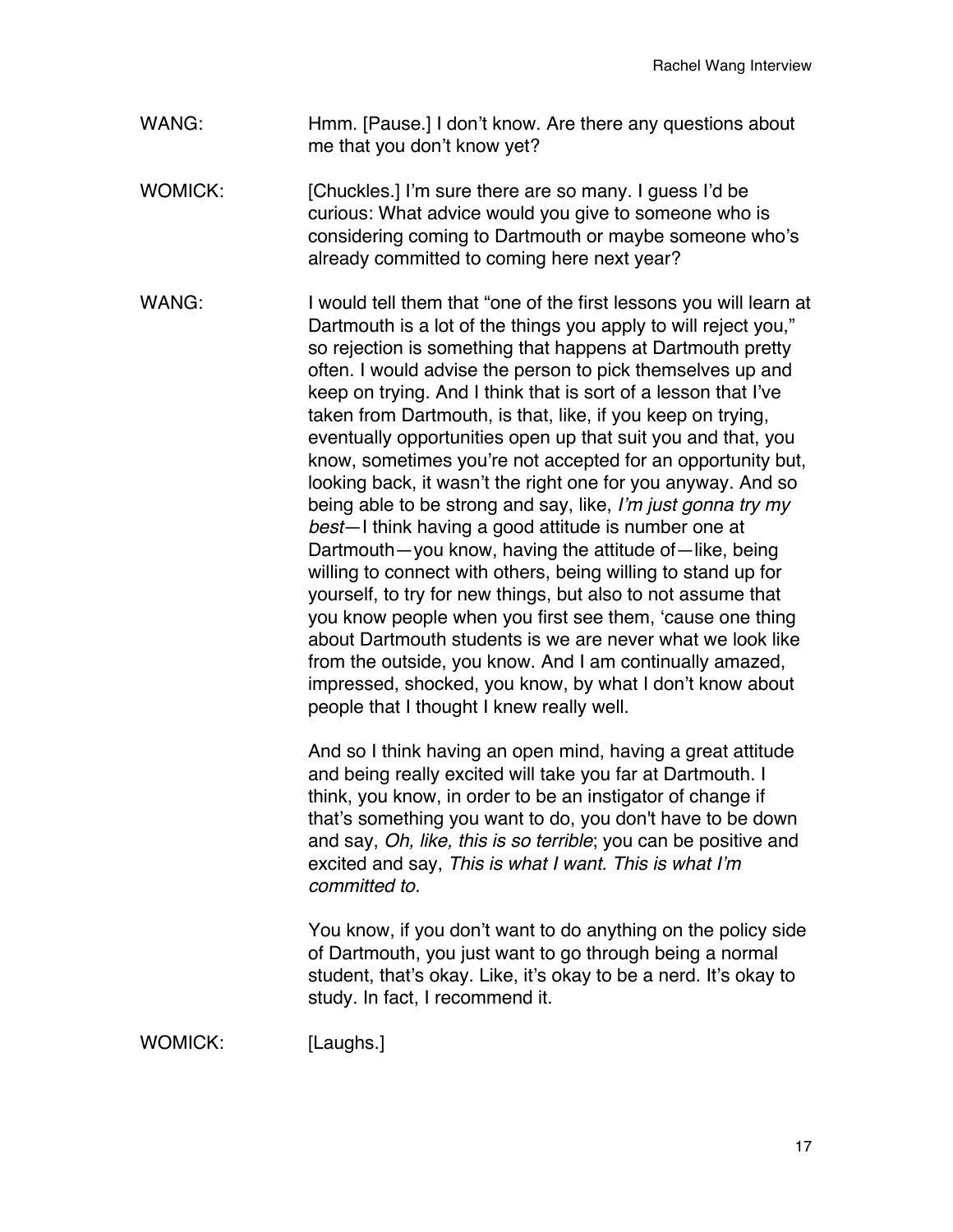WANG: Hmm. [Pause.] I don't know. Are there any questions about me that you don't know yet?

WOMICK: [Chuckles.] I'm sure there are so many. I guess I'd be curious: What advice would you give to someone who is considering coming to Dartmouth or maybe someone who's already committed to coming here next year?

WANG: I would tell them that "one of the first lessons you will learn at Dartmouth is a lot of the things you apply to will reject you," so rejection is something that happens at Dartmouth pretty often. I would advise the person to pick themselves up and keep on trying. And I think that is sort of a lesson that I've taken from Dartmouth, is that, like, if you keep on trying, eventually opportunities open up that suit you and that, you know, sometimes you're not accepted for an opportunity but, looking back, it wasn't the right one for you anyway. And so being able to be strong and say, like, *I'm just gonna try my best*—I think having a good attitude is number one at Dartmouth—you know, having the attitude of—like, being willing to connect with others, being willing to stand up for yourself, to try for new things, but also to not assume that you know people when you first see them, 'cause one thing about Dartmouth students is we are never what we look like from the outside, you know. And I am continually amazed, impressed, shocked, you know, by what I don't know about people that I thought I knew really well.

And so I think having an open mind, having a great attitude and being really excited will take you far at Dartmouth. I think, you know, in order to be an instigator of change if that's something you want to do, you don't have to be down and say, *Oh, like, this is so terrible*; you can be positive and excited and say, *This is what I want. This is what I'm committed to.*

You know, if you don't want to do anything on the policy side of Dartmouth, you just want to go through being a normal student, that's okay. Like, it's okay to be a nerd. It's okay to study. In fact, I recommend it.

WOMICK: [Laughs.]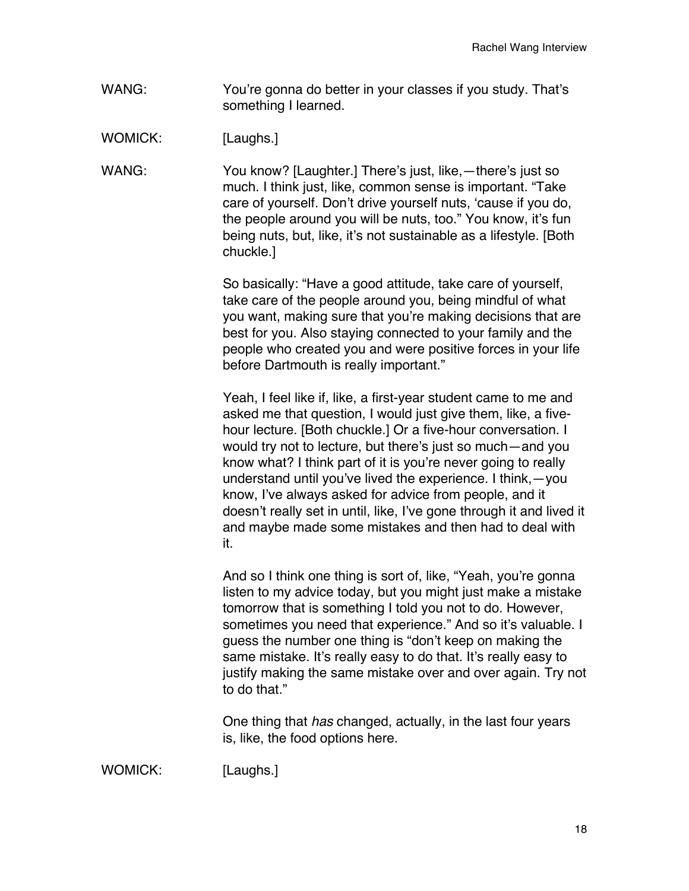WANG: You're gonna do better in your classes if you study. That's something I learned.

WOMICK: [Laughs.]

WANG: You know? [Laughter.] There's just, like,—there's just so much. I think just, like, common sense is important. "Take care of yourself. Don't drive yourself nuts, 'cause if you do, the people around you will be nuts, too." You know, it's fun being nuts, but, like, it's not sustainable as a lifestyle. [Both chuckle.]

So basically: "Have a good attitude, take care of yourself, take care of the people around you, being mindful of what you want, making sure that you're making decisions that are best for you. Also staying connected to your family and the people who created you and were positive forces in your life before Dartmouth is really important."

Yeah, I feel like if, like, a first-year student came to me and asked me that question, I would just give them, like, a five-hour lecture. [Both chuckle.] Or a five-hour conversation. I would try not to lecture, but there's just so much—and you know what? I think part of it is you're never going to really understand until you've lived the experience. I think,—you know, I've always asked for advice from people, and it doesn't really set in until, like, I've gone through it and lived it and maybe made some mistakes and then had to deal with it.

And so I think one thing is sort of, like, "Yeah, you're gonna listen to my advice today, but you might just make a mistake tomorrow that is something I told you not to do. However, sometimes you need that experience." And so it's valuable. I guess the number one thing is "don't keep on making the same mistake. It's really easy to do that. It's really easy to justify making the same mistake over and over again. Try not to do that."

One thing that *has* changed, actually, in the last four years is, like, the food options here.

WOMICK: [Laughs.]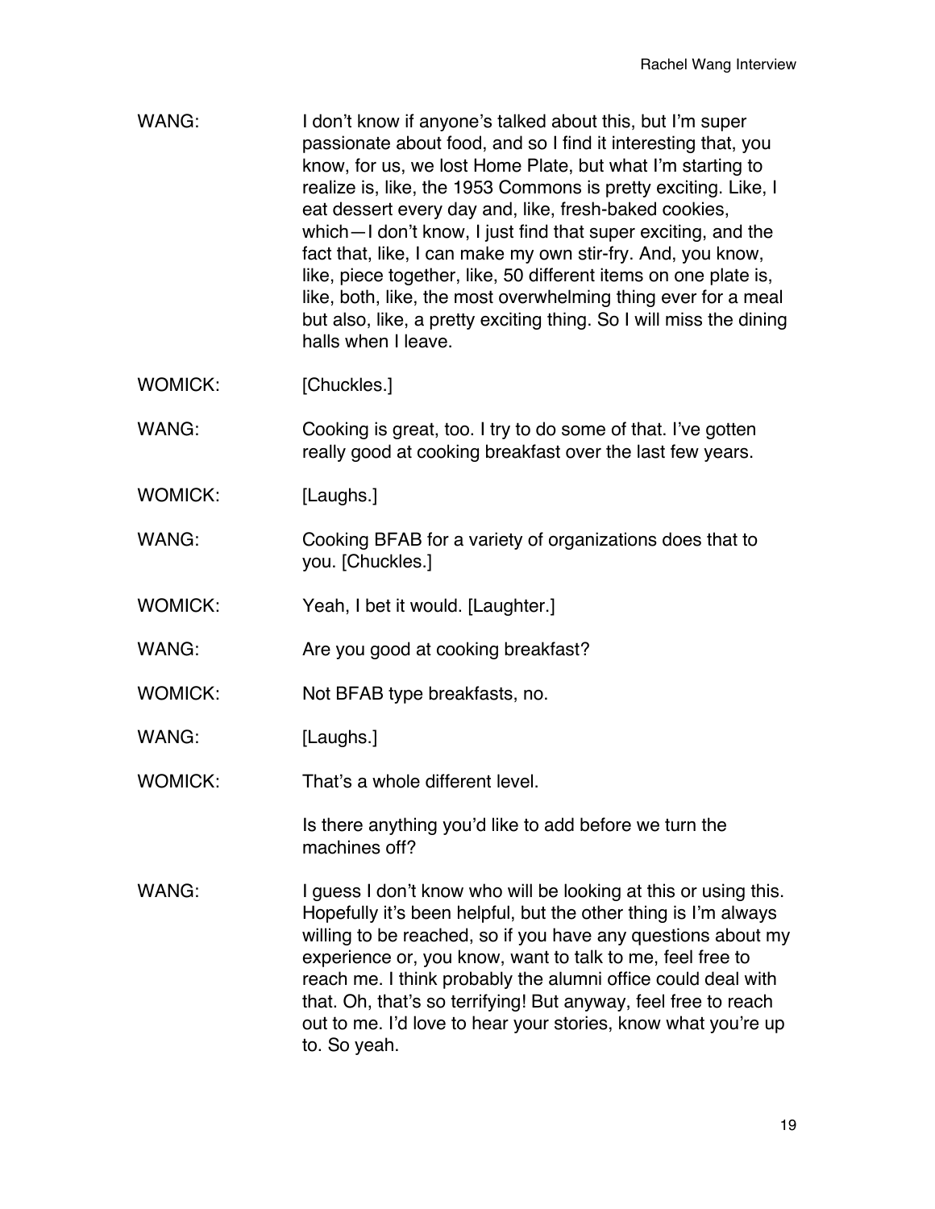WANG: I don't know if anyone's talked about this, but I'm super passionate about food, and so I find it interesting that, you know, for us, we lost Home Plate, but what I'm starting to realize is, like, the 1953 Commons is pretty exciting. Like, I eat dessert every day and, like, fresh-baked cookies, which—I don't know, I just find that super exciting, and the fact that, like, I can make my own stir-fry. And, you know, like, piece together, like, 50 different items on one plate is, like, both, like, the most overwhelming thing ever for a meal but also, like, a pretty exciting thing. So I will miss the dining halls when I leave.

WOMICK: [Chuckles.]

WANG: Cooking is great, too. I try to do some of that. I've gotten really good at cooking breakfast over the last few years.

WOMICK: [Laughs.]

WANG: Cooking BFAB for a variety of organizations does that to you. [Chuckles.]

WOMICK: Yeah, I bet it would. [Laughter.]

WANG: Are you good at cooking breakfast?

WOMICK: Not BFAB type breakfasts, no.

WANG: [Laughs.]

WOMICK: That's a whole different level.

Is there anything you'd like to add before we turn the machines off?

WANG: I guess I don't know who will be looking at this or using this. Hopefully it's been helpful, but the other thing is I'm always willing to be reached, so if you have any questions about my experience or, you know, want to talk to me, feel free to reach me. I think probably the alumni office could deal with that. Oh, that's so terrifying! But anyway, feel free to reach out to me. I'd love to hear your stories, know what you're up to. So yeah.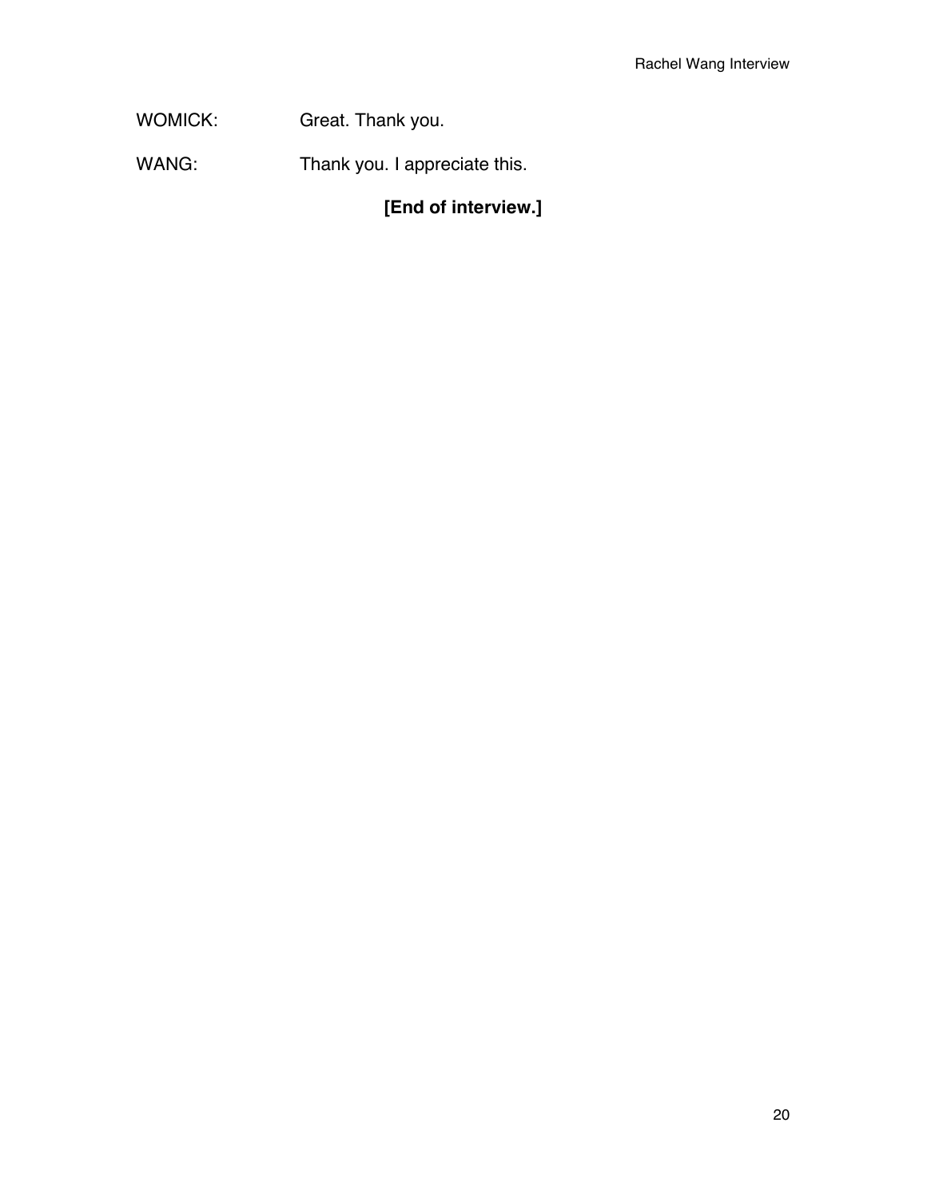WOMICK: Great. Thank you.

WANG: Thank you. I appreciate this.

**[End of interview.]**